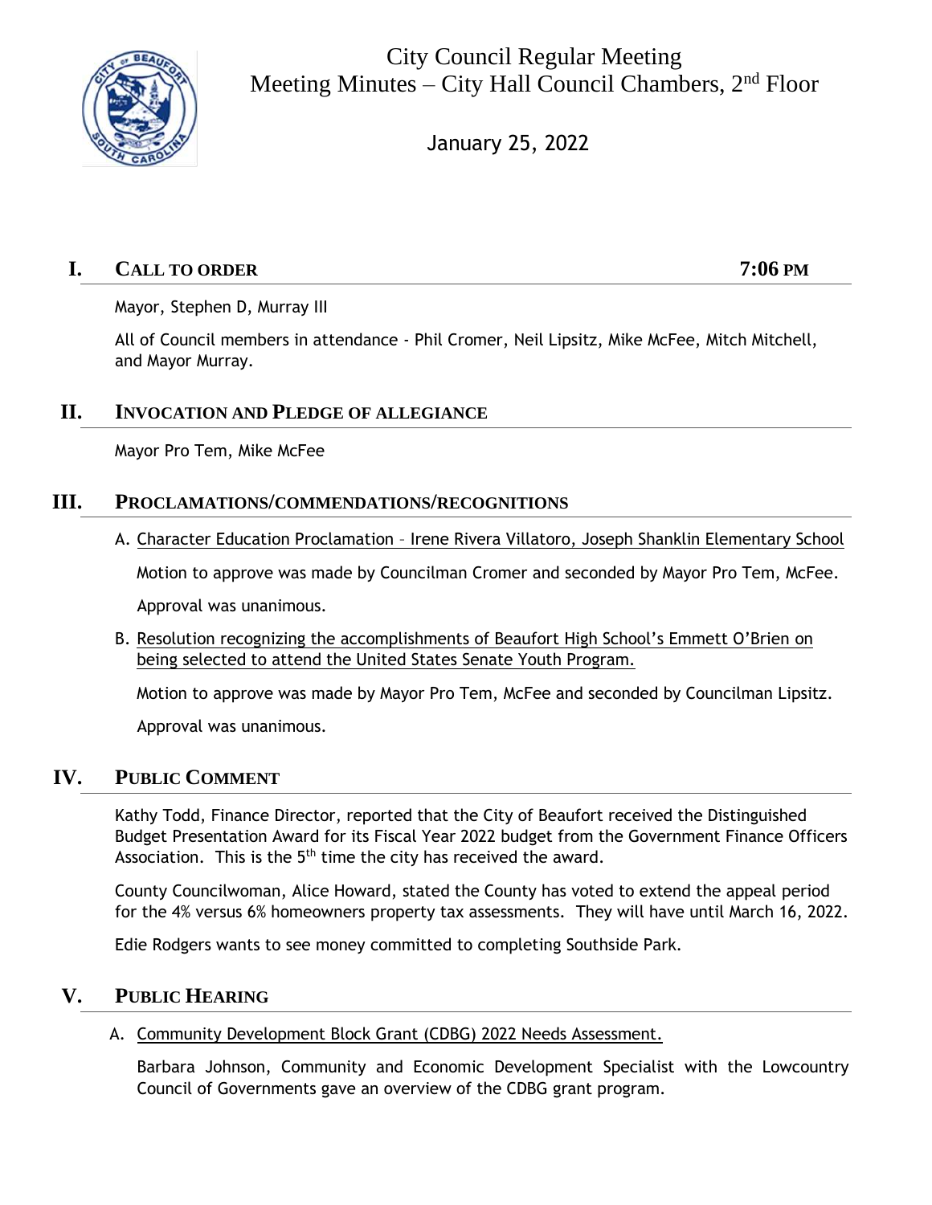# City Council Regular Meeting
## Meeting Minutes – City Hall Council Chambers, 2nd Floor

January 25, 2022

## I. CALL TO ORDER — 7:06 PM

Mayor, Stephen D, Murray III

All of Council members in attendance - Phil Cromer, Neil Lipsitz, Mike McFee, Mitch Mitchell, and Mayor Murray.

## II. INVOCATION AND PLEDGE OF ALLEGIANCE

Mayor Pro Tem, Mike McFee

## III. PROCLAMATIONS/COMMENDATIONS/RECOGNITIONS

A. Character Education Proclamation – Irene Rivera Villatoro, Joseph Shanklin Elementary School

Motion to approve was made by Councilman Cromer and seconded by Mayor Pro Tem, McFee.

Approval was unanimous.

B. Resolution recognizing the accomplishments of Beaufort High School's Emmett O'Brien on being selected to attend the United States Senate Youth Program.

Motion to approve was made by Mayor Pro Tem, McFee and seconded by Councilman Lipsitz.

Approval was unanimous.

## IV. PUBLIC COMMENT

Kathy Todd, Finance Director, reported that the City of Beaufort received the Distinguished Budget Presentation Award for its Fiscal Year 2022 budget from the Government Finance Officers Association. This is the 5th time the city has received the award.

County Councilwoman, Alice Howard, stated the County has voted to extend the appeal period for the 4% versus 6% homeowners property tax assessments. They will have until March 16, 2022.

Edie Rodgers wants to see money committed to completing Southside Park.

## V. PUBLIC HEARING

A. Community Development Block Grant (CDBG) 2022 Needs Assessment.

Barbara Johnson, Community and Economic Development Specialist with the Lowcountry Council of Governments gave an overview of the CDBG grant program.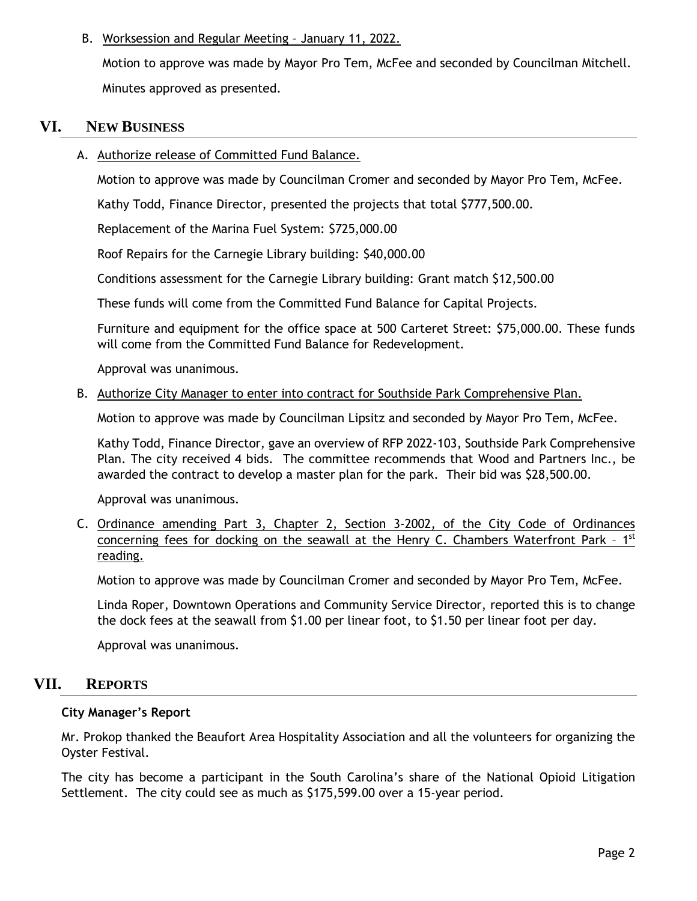B. Worksession and Regular Meeting – January 11, 2022.

Motion to approve was made by Mayor Pro Tem, McFee and seconded by Councilman Mitchell.

Minutes approved as presented.

## VI. New Business

A. Authorize release of Committed Fund Balance.

Motion to approve was made by Councilman Cromer and seconded by Mayor Pro Tem, McFee.

Kathy Todd, Finance Director, presented the projects that total $777,500.00.

Replacement of the Marina Fuel System: $725,000.00

Roof Repairs for the Carnegie Library building: $40,000.00

Conditions assessment for the Carnegie Library building: Grant match $12,500.00

These funds will come from the Committed Fund Balance for Capital Projects.

Furniture and equipment for the office space at 500 Carteret Street: $75,000.00. These funds will come from the Committed Fund Balance for Redevelopment.

Approval was unanimous.

B. Authorize City Manager to enter into contract for Southside Park Comprehensive Plan.

Motion to approve was made by Councilman Lipsitz and seconded by Mayor Pro Tem, McFee.

Kathy Todd, Finance Director, gave an overview of RFP 2022-103, Southside Park Comprehensive Plan. The city received 4 bids. The committee recommends that Wood and Partners Inc., be awarded the contract to develop a master plan for the park. Their bid was $28,500.00.

Approval was unanimous.

C. Ordinance amending Part 3, Chapter 2, Section 3-2002, of the City Code of Ordinances concerning fees for docking on the seawall at the Henry C. Chambers Waterfront Park – 1st reading.

Motion to approve was made by Councilman Cromer and seconded by Mayor Pro Tem, McFee.

Linda Roper, Downtown Operations and Community Service Director, reported this is to change the dock fees at the seawall from $1.00 per linear foot, to $1.50 per linear foot per day.

Approval was unanimous.

## VII. Reports

**City Manager's Report**

Mr. Prokop thanked the Beaufort Area Hospitality Association and all the volunteers for organizing the Oyster Festival.

The city has become a participant in the South Carolina's share of the National Opioid Litigation Settlement. The city could see as much as $175,599.00 over a 15-year period.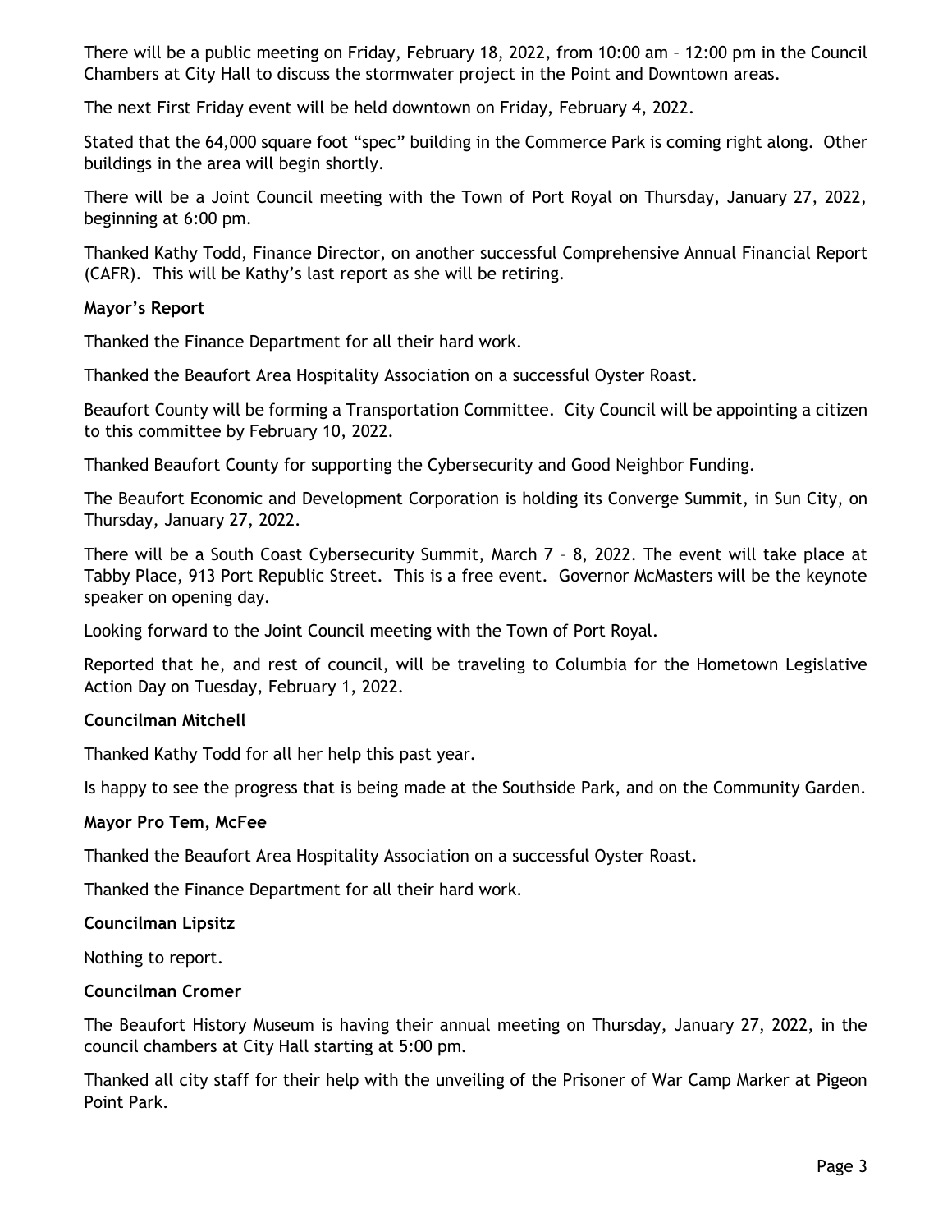There will be a public meeting on Friday, February 18, 2022, from 10:00 am – 12:00 pm in the Council Chambers at City Hall to discuss the stormwater project in the Point and Downtown areas.

The next First Friday event will be held downtown on Friday, February 4, 2022.

Stated that the 64,000 square foot "spec" building in the Commerce Park is coming right along. Other buildings in the area will begin shortly.

There will be a Joint Council meeting with the Town of Port Royal on Thursday, January 27, 2022, beginning at 6:00 pm.

Thanked Kathy Todd, Finance Director, on another successful Comprehensive Annual Financial Report (CAFR). This will be Kathy's last report as she will be retiring.

**Mayor's Report**

Thanked the Finance Department for all their hard work.

Thanked the Beaufort Area Hospitality Association on a successful Oyster Roast.

Beaufort County will be forming a Transportation Committee. City Council will be appointing a citizen to this committee by February 10, 2022.

Thanked Beaufort County for supporting the Cybersecurity and Good Neighbor Funding.

The Beaufort Economic and Development Corporation is holding its Converge Summit, in Sun City, on Thursday, January 27, 2022.

There will be a South Coast Cybersecurity Summit, March 7 – 8, 2022. The event will take place at Tabby Place, 913 Port Republic Street. This is a free event. Governor McMasters will be the keynote speaker on opening day.

Looking forward to the Joint Council meeting with the Town of Port Royal.

Reported that he, and rest of council, will be traveling to Columbia for the Hometown Legislative Action Day on Tuesday, February 1, 2022.

**Councilman Mitchell**

Thanked Kathy Todd for all her help this past year.

Is happy to see the progress that is being made at the Southside Park, and on the Community Garden.

**Mayor Pro Tem, McFee**

Thanked the Beaufort Area Hospitality Association on a successful Oyster Roast.

Thanked the Finance Department for all their hard work.

**Councilman Lipsitz**

Nothing to report.

**Councilman Cromer**

The Beaufort History Museum is having their annual meeting on Thursday, January 27, 2022, in the council chambers at City Hall starting at 5:00 pm.

Thanked all city staff for their help with the unveiling of the Prisoner of War Camp Marker at Pigeon Point Park.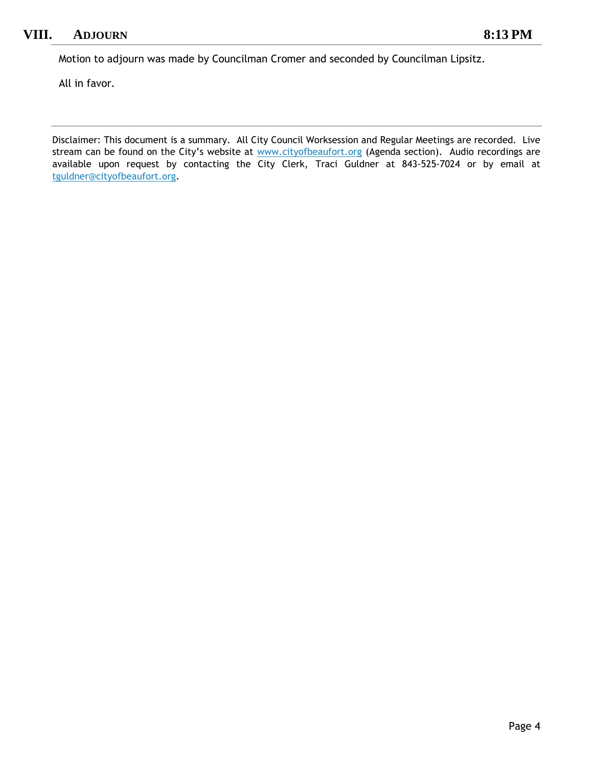## VIII. ADJOURN 8:13 PM

Motion to adjourn was made by Councilman Cromer and seconded by Councilman Lipsitz.

All in favor.

---

Disclaimer: This document is a summary. All City Council Worksession and Regular Meetings are recorded. Live stream can be found on the City's website at www.cityofbeaufort.org (Agenda section). Audio recordings are available upon request by contacting the City Clerk, Traci Guldner at 843-525-7024 or by email at tguldner@cityofbeaufort.org.